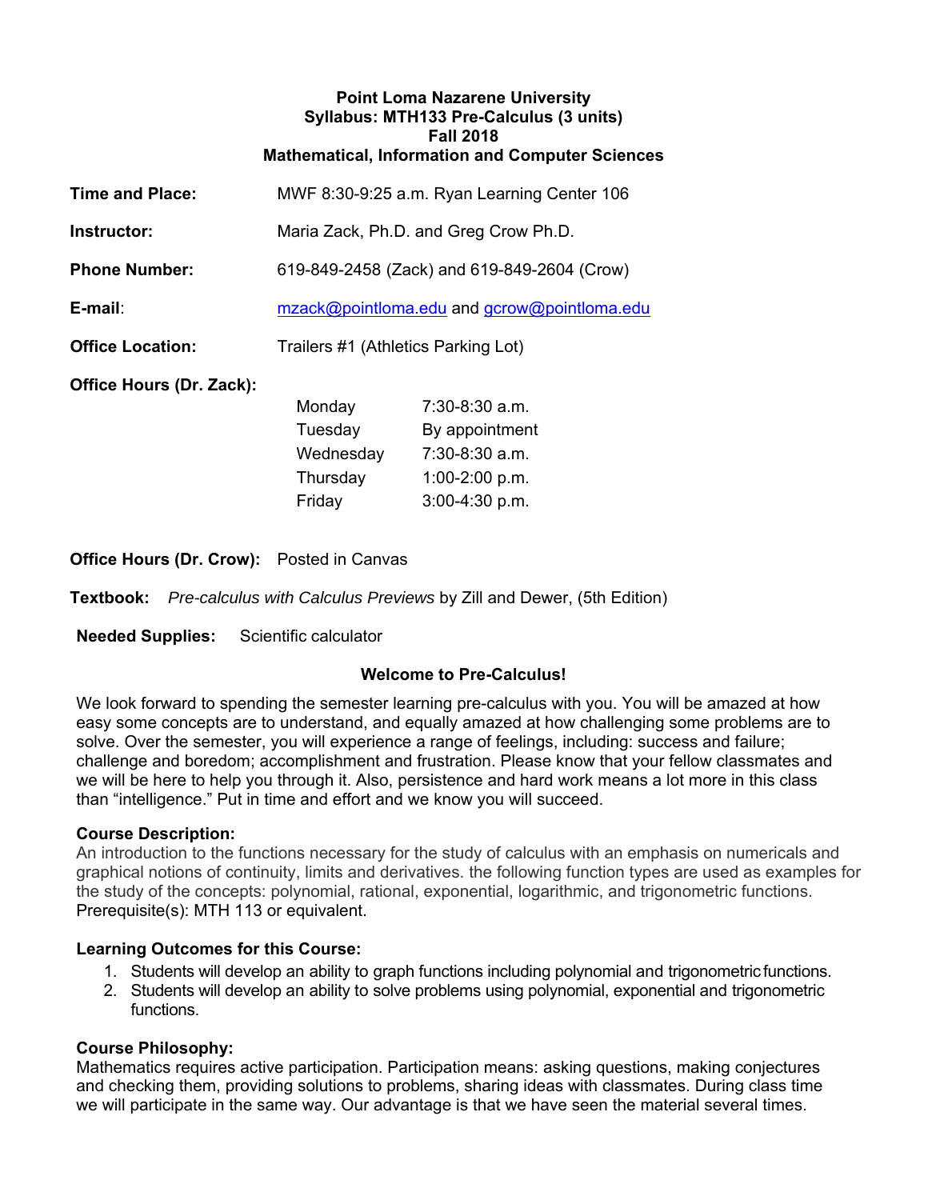**Point Loma Nazarene University**
**Syllabus: MTH133 Pre-Calculus (3 units)**
**Fall 2018**
**Mathematical, Information and Computer Sciences**

**Time and Place:** MWF 8:30-9:25 a.m. Ryan Learning Center 106

**Instructor:** Maria Zack, Ph.D. and Greg Crow Ph.D.

**Phone Number:** 619-849-2458 (Zack) and 619-849-2604 (Crow)

**E-mail**: mzack@pointloma.edu and gcrow@pointloma.edu

**Office Location:** Trailers #1 (Athletics Parking Lot)

**Office Hours (Dr. Zack):**

| | |
|---|---|
| Monday | 7:30-8:30 a.m. |
| Tuesday | By appointment |
| Wednesday | 7:30-8:30 a.m. |
| Thursday | 1:00-2:00 p.m. |
| Friday | 3:00-4:30 p.m. |

**Office Hours (Dr. Crow):** Posted in Canvas

**Textbook:** *Pre-calculus with Calculus Previews* by Zill and Dewer, (5th Edition)

**Needed Supplies:** Scientific calculator

## Welcome to Pre-Calculus!

We look forward to spending the semester learning pre-calculus with you. You will be amazed at how easy some concepts are to understand, and equally amazed at how challenging some problems are to solve. Over the semester, you will experience a range of feelings, including: success and failure; challenge and boredom; accomplishment and frustration. Please know that your fellow classmates and we will be here to help you through it. Also, persistence and hard work means a lot more in this class than "intelligence." Put in time and effort and we know you will succeed.

### Course Description:

An introduction to the functions necessary for the study of calculus with an emphasis on numericals and graphical notions of continuity, limits and derivatives. the following function types are used as examples for the study of the concepts: polynomial, rational, exponential, logarithmic, and trigonometric functions. Prerequisite(s): MTH 113 or equivalent.

### Learning Outcomes for this Course:

1. Students will develop an ability to graph functions including polynomial and trigonometric functions.
2. Students will develop an ability to solve problems using polynomial, exponential and trigonometric functions.

### Course Philosophy:

Mathematics requires active participation. Participation means: asking questions, making conjectures and checking them, providing solutions to problems, sharing ideas with classmates. During class time we will participate in the same way. Our advantage is that we have seen the material several times.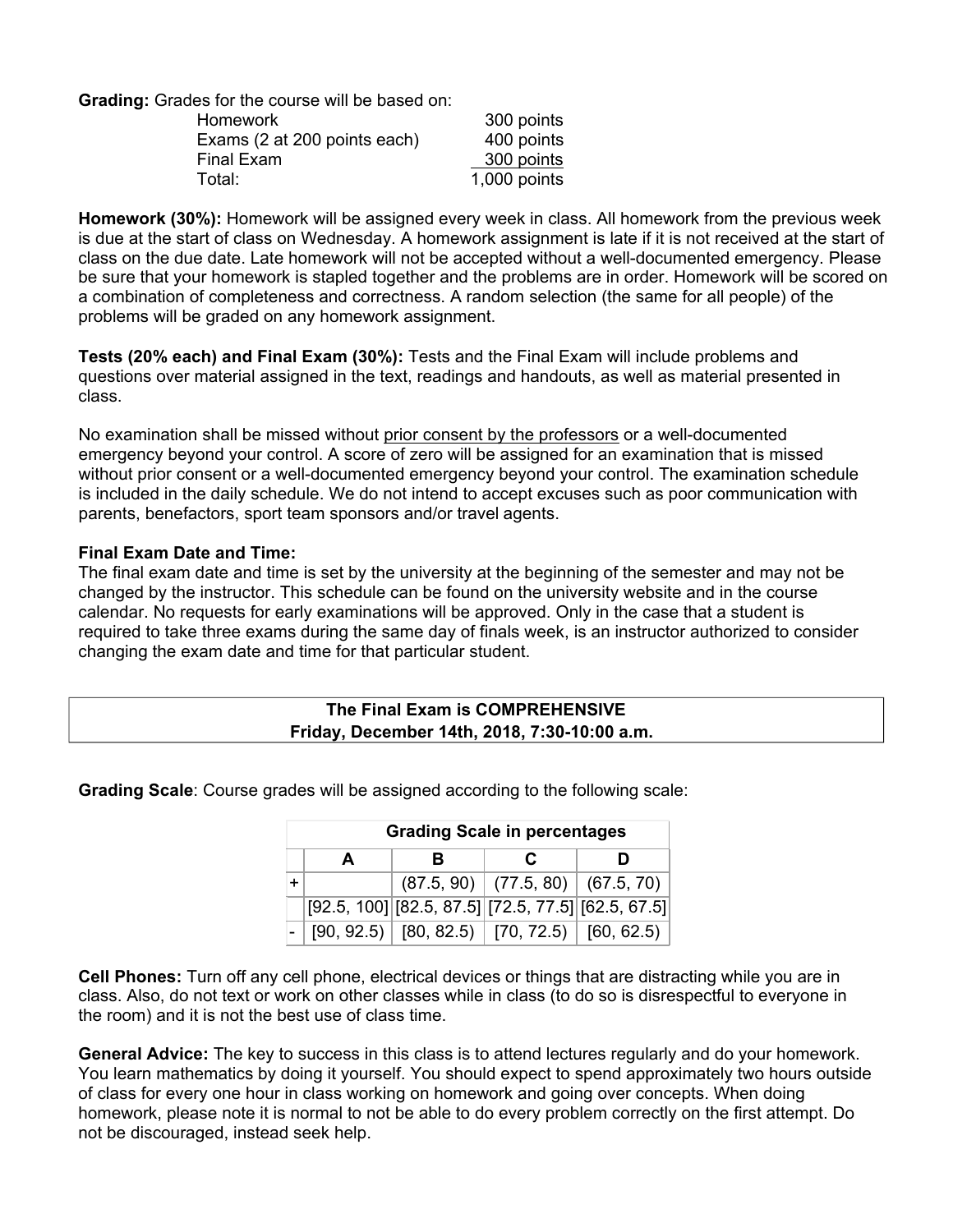**Grading:** Grades for the course will be based on:

| | |
|---|---|
| Homework | 300 points |
| Exams (2 at 200 points each) | 400 points |
| Final Exam | 300 points |
| Total: | 1,000 points |

**Homework (30%):** Homework will be assigned every week in class. All homework from the previous week is due at the start of class on Wednesday. A homework assignment is late if it is not received at the start of class on the due date. Late homework will not be accepted without a well-documented emergency. Please be sure that your homework is stapled together and the problems are in order. Homework will be scored on a combination of completeness and correctness. A random selection (the same for all people) of the problems will be graded on any homework assignment.

**Tests (20% each) and Final Exam (30%):** Tests and the Final Exam will include problems and questions over material assigned in the text, readings and handouts, as well as material presented in class.

No examination shall be missed without prior consent by the professors or a well-documented emergency beyond your control. A score of zero will be assigned for an examination that is missed without prior consent or a well-documented emergency beyond your control. The examination schedule is included in the daily schedule. We do not intend to accept excuses such as poor communication with parents, benefactors, sport team sponsors and/or travel agents.

**Final Exam Date and Time:**
The final exam date and time is set by the university at the beginning of the semester and may not be changed by the instructor. This schedule can be found on the university website and in the course calendar. No requests for early examinations will be approved. Only in the case that a student is required to take three exams during the same day of finals week, is an instructor authorized to consider changing the exam date and time for that particular student.

**The Final Exam is COMPREHENSIVE**
**Friday, December 14th, 2018, 7:30-10:00 a.m.**

**Grading Scale**: Course grades will be assigned according to the following scale:

| | **Grading Scale in percentages** | | | |
|---|---|---|---|---|
| | **A** | **B** | **C** | **D** |
| + | | (87.5, 90) | (77.5, 80) | (67.5, 70) |
| | [92.5, 100] | [82.5, 87.5] | [72.5, 77.5] | [62.5, 67.5] |
| - | [90, 92.5) | [80, 82.5) | [70, 72.5) | [60, 62.5) |

**Cell Phones:** Turn off any cell phone, electrical devices or things that are distracting while you are in class. Also, do not text or work on other classes while in class (to do so is disrespectful to everyone in the room) and it is not the best use of class time.

**General Advice:** The key to success in this class is to attend lectures regularly and do your homework. You learn mathematics by doing it yourself. You should expect to spend approximately two hours outside of class for every one hour in class working on homework and going over concepts. When doing homework, please note it is normal to not be able to do every problem correctly on the first attempt. Do not be discouraged, instead seek help.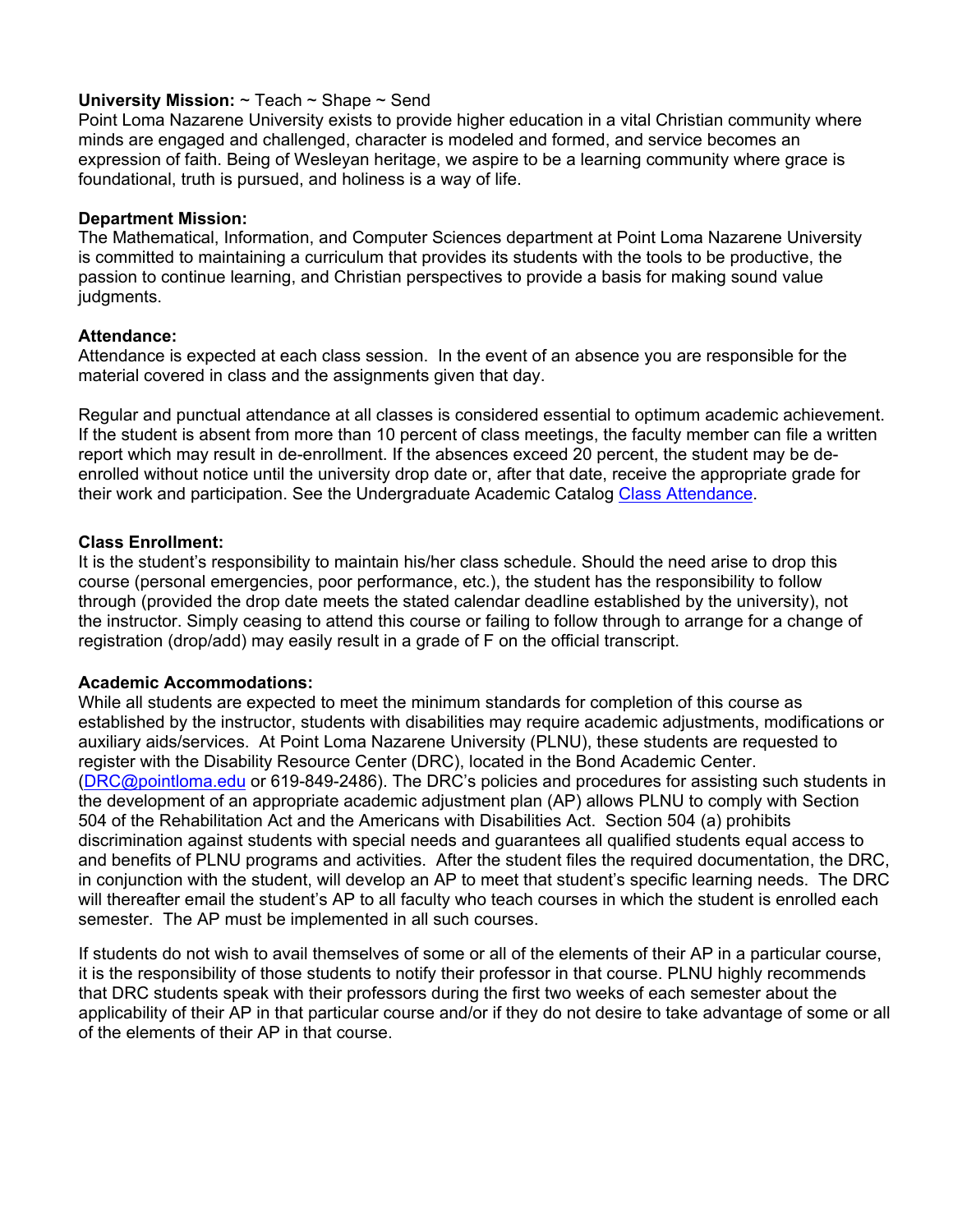**University Mission:** ~ Teach ~ Shape ~ Send

Point Loma Nazarene University exists to provide higher education in a vital Christian community where minds are engaged and challenged, character is modeled and formed, and service becomes an expression of faith. Being of Wesleyan heritage, we aspire to be a learning community where grace is foundational, truth is pursued, and holiness is a way of life.

**Department Mission:**

The Mathematical, Information, and Computer Sciences department at Point Loma Nazarene University is committed to maintaining a curriculum that provides its students with the tools to be productive, the passion to continue learning, and Christian perspectives to provide a basis for making sound value judgments.

**Attendance:**

Attendance is expected at each class session. In the event of an absence you are responsible for the material covered in class and the assignments given that day.

Regular and punctual attendance at all classes is considered essential to optimum academic achievement. If the student is absent from more than 10 percent of class meetings, the faculty member can file a written report which may result in de-enrollment. If the absences exceed 20 percent, the student may be de-enrolled without notice until the university drop date or, after that date, receive the appropriate grade for their work and participation. See the Undergraduate Academic Catalog [Class Attendance](Class Attendance).

**Class Enrollment:**

It is the student's responsibility to maintain his/her class schedule. Should the need arise to drop this course (personal emergencies, poor performance, etc.), the student has the responsibility to follow through (provided the drop date meets the stated calendar deadline established by the university), not the instructor. Simply ceasing to attend this course or failing to follow through to arrange for a change of registration (drop/add) may easily result in a grade of F on the official transcript.

**Academic Accommodations:**

While all students are expected to meet the minimum standards for completion of this course as established by the instructor, students with disabilities may require academic adjustments, modifications or auxiliary aids/services. At Point Loma Nazarene University (PLNU), these students are requested to register with the Disability Resource Center (DRC), located in the Bond Academic Center. (DRC@pointloma.edu or 619-849-2486). The DRC's policies and procedures for assisting such students in the development of an appropriate academic adjustment plan (AP) allows PLNU to comply with Section 504 of the Rehabilitation Act and the Americans with Disabilities Act. Section 504 (a) prohibits discrimination against students with special needs and guarantees all qualified students equal access to and benefits of PLNU programs and activities. After the student files the required documentation, the DRC, in conjunction with the student, will develop an AP to meet that student's specific learning needs. The DRC will thereafter email the student's AP to all faculty who teach courses in which the student is enrolled each semester. The AP must be implemented in all such courses.

If students do not wish to avail themselves of some or all of the elements of their AP in a particular course, it is the responsibility of those students to notify their professor in that course. PLNU highly recommends that DRC students speak with their professors during the first two weeks of each semester about the applicability of their AP in that particular course and/or if they do not desire to take advantage of some or all of the elements of their AP in that course.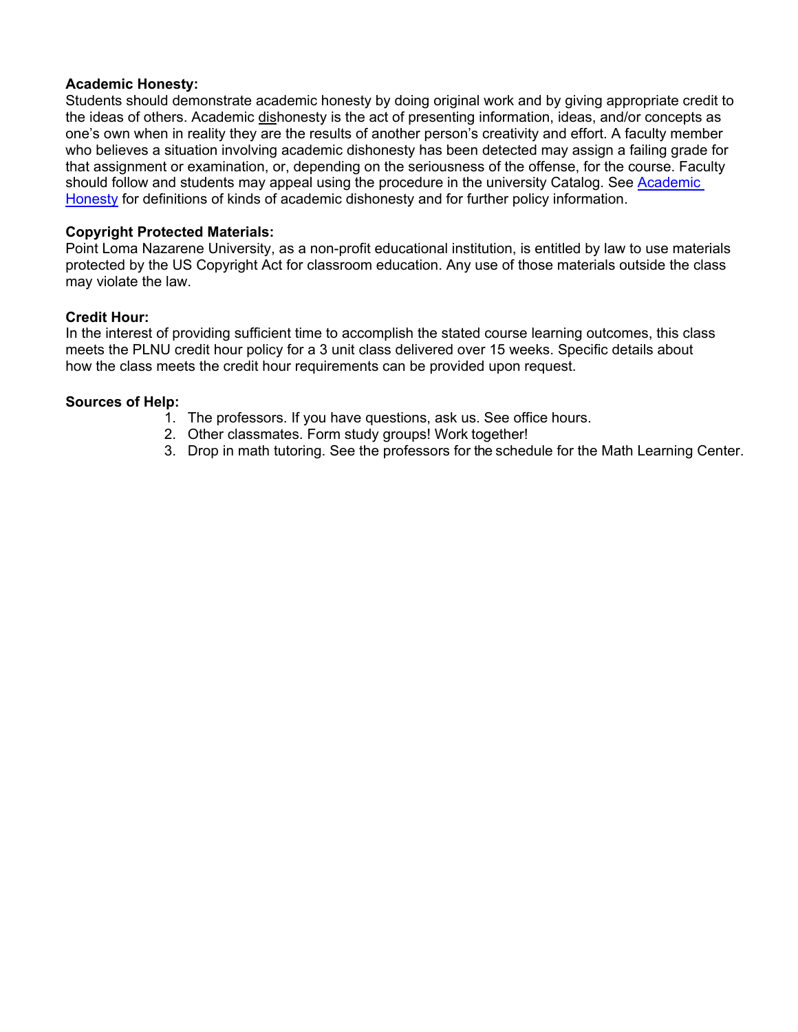**Academic Honesty:**
Students should demonstrate academic honesty by doing original work and by giving appropriate credit to the ideas of others. Academic <u>dis</u>honesty is the act of presenting information, ideas, and/or concepts as one's own when in reality they are the results of another person's creativity and effort. A faculty member who believes a situation involving academic dishonesty has been detected may assign a failing grade for that assignment or examination, or, depending on the seriousness of the offense, for the course. Faculty should follow and students may appeal using the procedure in the university Catalog. See Academic Honesty for definitions of kinds of academic dishonesty and for further policy information.

**Copyright Protected Materials:**
Point Loma Nazarene University, as a non-profit educational institution, is entitled by law to use materials protected by the US Copyright Act for classroom education. Any use of those materials outside the class may violate the law.

**Credit Hour:**
In the interest of providing sufficient time to accomplish the stated course learning outcomes, this class meets the PLNU credit hour policy for a 3 unit class delivered over 15 weeks. Specific details about how the class meets the credit hour requirements can be provided upon request.

**Sources of Help:**

1. The professors. If you have questions, ask us. See office hours.
2. Other classmates. Form study groups! Work together!
3. Drop in math tutoring. See the professors for the schedule for the Math Learning Center.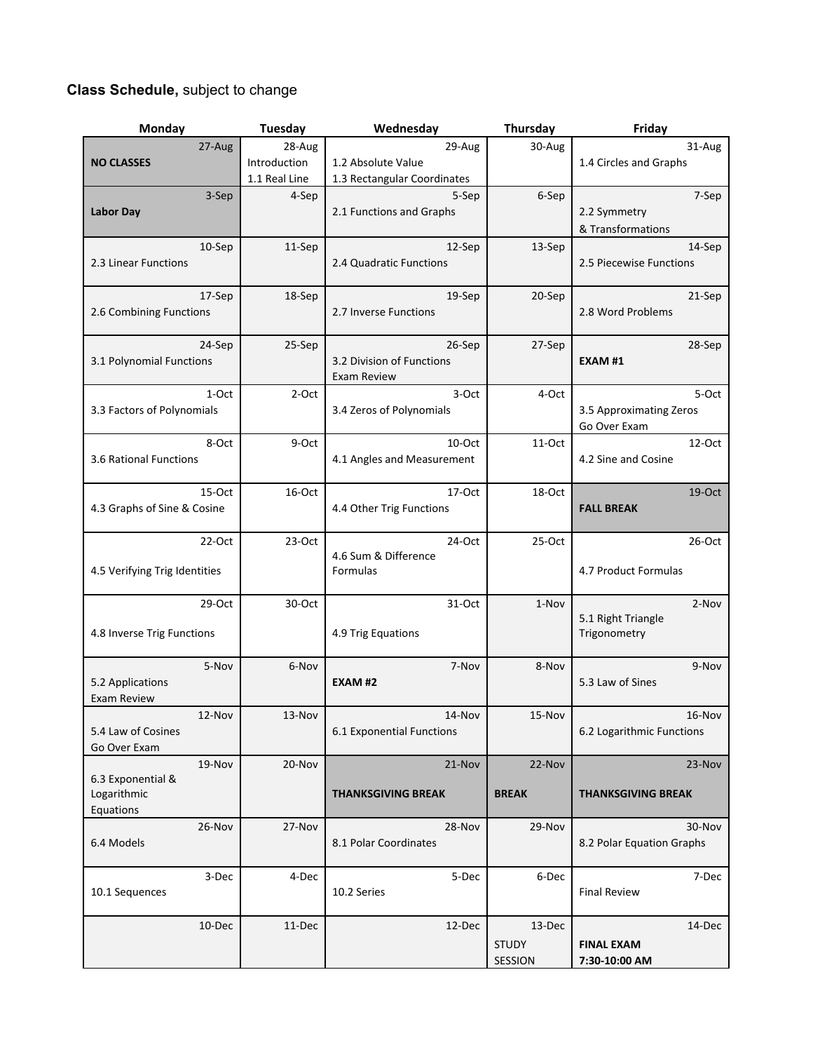**Class Schedule,** subject to change

| Monday | Tuesday | Wednesday | Thursday | Friday |
|---|---|---|---|---|
| 27-Aug<br>**NO CLASSES** | 28-Aug<br>Introduction<br>1.1 Real Line | 29-Aug<br>1.2 Absolute Value<br>1.3 Rectangular Coordinates | 30-Aug | 31-Aug<br>1.4 Circles and Graphs |
| 3-Sep<br>**Labor Day** | 4-Sep | 5-Sep<br>2.1 Functions and Graphs | 6-Sep | 7-Sep<br>2.2 Symmetry<br>& Transformations |
| 10-Sep<br>2.3 Linear Functions | 11-Sep | 12-Sep<br>2.4 Quadratic Functions | 13-Sep | 14-Sep<br>2.5 Piecewise Functions |
| 17-Sep<br>2.6 Combining Functions | 18-Sep | 19-Sep<br>2.7 Inverse Functions | 20-Sep | 21-Sep<br>2.8 Word Problems |
| 24-Sep<br>3.1 Polynomial Functions | 25-Sep | 26-Sep<br>3.2 Division of Functions<br>Exam Review | 27-Sep | 28-Sep<br>**EXAM #1** |
| 1-Oct<br>3.3 Factors of Polynomials | 2-Oct | 3-Oct<br>3.4 Zeros of Polynomials | 4-Oct | 5-Oct<br>3.5 Approximating Zeros<br>Go Over Exam |
| 8-Oct<br>3.6 Rational Functions | 9-Oct | 10-Oct<br>4.1 Angles and Measurement | 11-Oct | 12-Oct<br>4.2 Sine and Cosine |
| 15-Oct<br>4.3 Graphs of Sine & Cosine | 16-Oct | 17-Oct<br>4.4 Other Trig Functions | 18-Oct | 19-Oct<br>**FALL BREAK** |
| 22-Oct<br>4.5 Verifying Trig Identities | 23-Oct | 24-Oct<br>4.6 Sum & Difference Formulas | 25-Oct | 26-Oct<br>4.7 Product Formulas |
| 29-Oct<br>4.8 Inverse Trig Functions | 30-Oct | 31-Oct<br>4.9 Trig Equations | 1-Nov | 2-Nov<br>5.1 Right Triangle Trigonometry |
| 5-Nov<br>5.2 Applications<br>Exam Review | 6-Nov | 7-Nov<br>**EXAM #2** | 8-Nov | 9-Nov<br>5.3 Law of Sines |
| 12-Nov<br>5.4 Law of Cosines<br>Go Over Exam | 13-Nov | 14-Nov<br>6.1 Exponential Functions | 15-Nov | 16-Nov<br>6.2 Logarithmic Functions |
| 19-Nov<br>6.3 Exponential & Logarithmic Equations | 20-Nov | 21-Nov<br>**THANKSGIVING BREAK** | 22-Nov<br>**BREAK** | 23-Nov<br>**THANKSGIVING BREAK** |
| 26-Nov<br>6.4 Models | 27-Nov | 28-Nov<br>8.1 Polar Coordinates | 29-Nov | 30-Nov<br>8.2 Polar Equation Graphs |
| 3-Dec<br>10.1 Sequences | 4-Dec | 5-Dec<br>10.2 Series | 6-Dec | 7-Dec<br>Final Review |
| 10-Dec | 11-Dec | 12-Dec | 13-Dec<br>STUDY SESSION | 14-Dec<br>**FINAL EXAM 7:30-10:00 AM** |